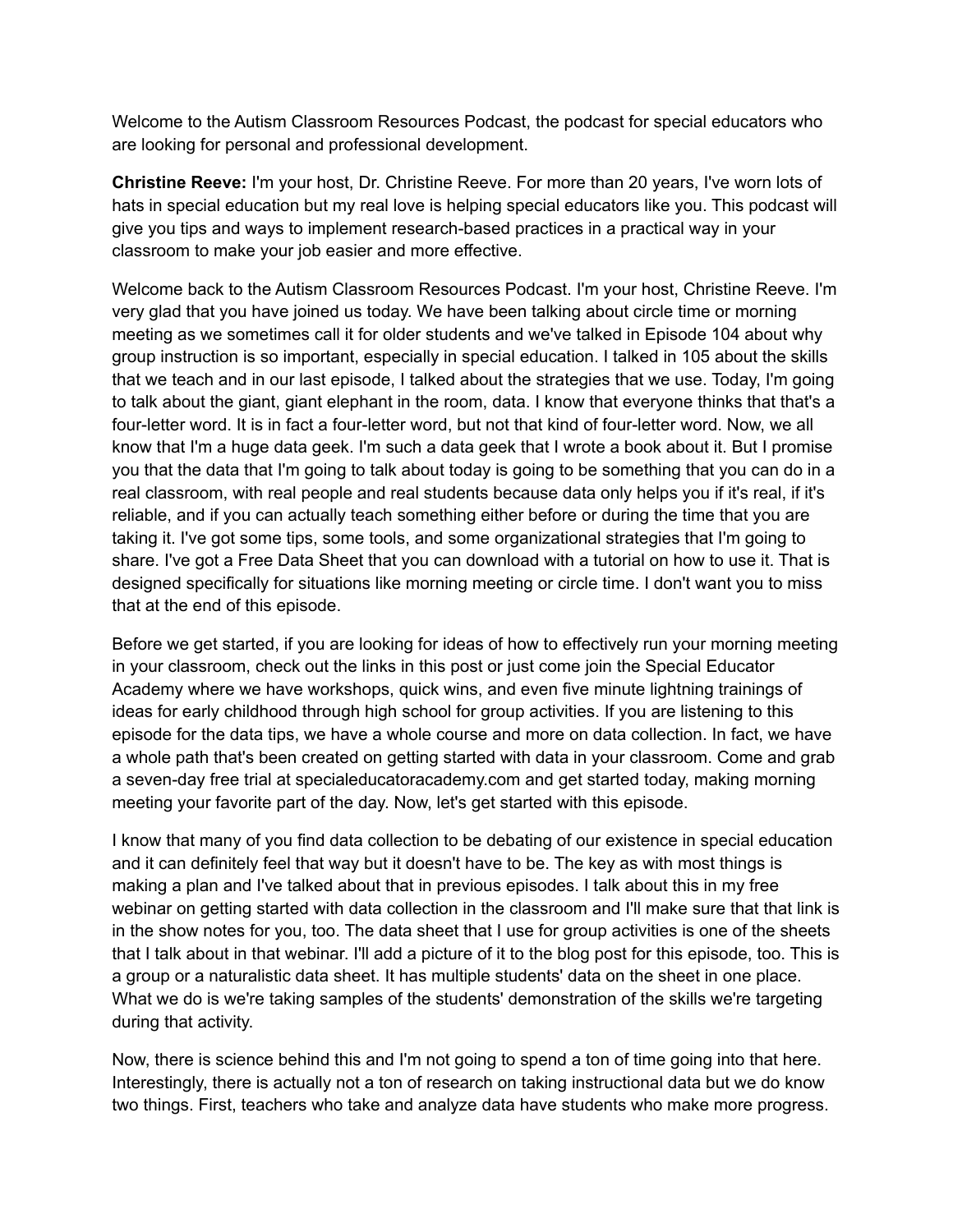Welcome to the Autism Classroom Resources Podcast, the podcast for special educators who are looking for personal and professional development.

**Christine Reeve:** I'm your host, Dr. Christine Reeve. For more than 20 years, I've worn lots of hats in special education but my real love is helping special educators like you. This podcast will give you tips and ways to implement research-based practices in a practical way in your classroom to make your job easier and more effective.

Welcome back to the Autism Classroom Resources Podcast. I'm your host, Christine Reeve. I'm very glad that you have joined us today. We have been talking about circle time or morning meeting as we sometimes call it for older students and we've talked in Episode 104 about why group instruction is so important, especially in special education. I talked in 105 about the skills that we teach and in our last episode, I talked about the strategies that we use. Today, I'm going to talk about the giant, giant elephant in the room, data. I know that everyone thinks that that's a four-letter word. It is in fact a four-letter word, but not that kind of four-letter word. Now, we all know that I'm a huge data geek. I'm such a data geek that I wrote a book about it. But I promise you that the data that I'm going to talk about today is going to be something that you can do in a real classroom, with real people and real students because data only helps you if it's real, if it's reliable, and if you can actually teach something either before or during the time that you are taking it. I've got some tips, some tools, and some organizational strategies that I'm going to share. I've got a Free Data Sheet that you can download with a tutorial on how to use it. That is designed specifically for situations like morning meeting or circle time. I don't want you to miss that at the end of this episode.

Before we get started, if you are looking for ideas of how to effectively run your morning meeting in your classroom, check out the links in this post or just come join the Special Educator Academy where we have workshops, quick wins, and even five minute lightning trainings of ideas for early childhood through high school for group activities. If you are listening to this episode for the data tips, we have a whole course and more on data collection. In fact, we have a whole path that's been created on getting started with data in your classroom. Come and grab a seven-day free trial at specialeducatoracademy.com and get started today, making morning meeting your favorite part of the day. Now, let's get started with this episode.

I know that many of you find data collection to be debating of our existence in special education and it can definitely feel that way but it doesn't have to be. The key as with most things is making a plan and I've talked about that in previous episodes. I talk about this in my free webinar on getting started with data collection in the classroom and I'll make sure that that link is in the show notes for you, too. The data sheet that I use for group activities is one of the sheets that I talk about in that webinar. I'll add a picture of it to the blog post for this episode, too. This is a group or a naturalistic data sheet. It has multiple students' data on the sheet in one place. What we do is we're taking samples of the students' demonstration of the skills we're targeting during that activity.

Now, there is science behind this and I'm not going to spend a ton of time going into that here. Interestingly, there is actually not a ton of research on taking instructional data but we do know two things. First, teachers who take and analyze data have students who make more progress.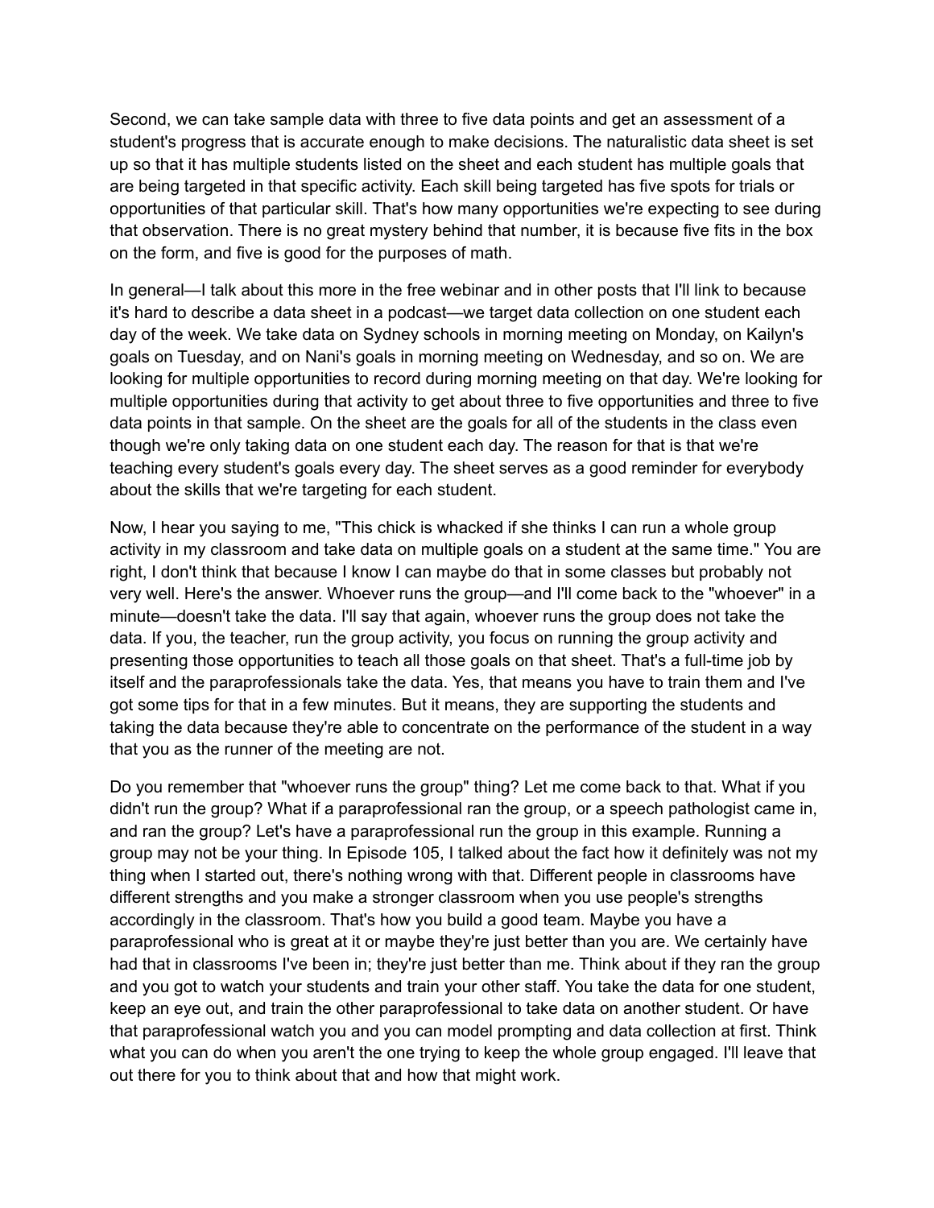Second, we can take sample data with three to five data points and get an assessment of a student's progress that is accurate enough to make decisions. The naturalistic data sheet is set up so that it has multiple students listed on the sheet and each student has multiple goals that are being targeted in that specific activity. Each skill being targeted has five spots for trials or opportunities of that particular skill. That's how many opportunities we're expecting to see during that observation. There is no great mystery behind that number, it is because five fits in the box on the form, and five is good for the purposes of math.

In general—I talk about this more in the free webinar and in other posts that I'll link to because it's hard to describe a data sheet in a podcast—we target data collection on one student each day of the week. We take data on Sydney schools in morning meeting on Monday, on Kailyn's goals on Tuesday, and on Nani's goals in morning meeting on Wednesday, and so on. We are looking for multiple opportunities to record during morning meeting on that day. We're looking for multiple opportunities during that activity to get about three to five opportunities and three to five data points in that sample. On the sheet are the goals for all of the students in the class even though we're only taking data on one student each day. The reason for that is that we're teaching every student's goals every day. The sheet serves as a good reminder for everybody about the skills that we're targeting for each student.

Now, I hear you saying to me, "This chick is whacked if she thinks I can run a whole group activity in my classroom and take data on multiple goals on a student at the same time." You are right, I don't think that because I know I can maybe do that in some classes but probably not very well. Here's the answer. Whoever runs the group—and I'll come back to the "whoever" in a minute—doesn't take the data. I'll say that again, whoever runs the group does not take the data. If you, the teacher, run the group activity, you focus on running the group activity and presenting those opportunities to teach all those goals on that sheet. That's a full-time job by itself and the paraprofessionals take the data. Yes, that means you have to train them and I've got some tips for that in a few minutes. But it means, they are supporting the students and taking the data because they're able to concentrate on the performance of the student in a way that you as the runner of the meeting are not.

Do you remember that "whoever runs the group" thing? Let me come back to that. What if you didn't run the group? What if a paraprofessional ran the group, or a speech pathologist came in, and ran the group? Let's have a paraprofessional run the group in this example. Running a group may not be your thing. In Episode 105, I talked about the fact how it definitely was not my thing when I started out, there's nothing wrong with that. Different people in classrooms have different strengths and you make a stronger classroom when you use people's strengths accordingly in the classroom. That's how you build a good team. Maybe you have a paraprofessional who is great at it or maybe they're just better than you are. We certainly have had that in classrooms I've been in; they're just better than me. Think about if they ran the group and you got to watch your students and train your other staff. You take the data for one student, keep an eye out, and train the other paraprofessional to take data on another student. Or have that paraprofessional watch you and you can model prompting and data collection at first. Think what you can do when you aren't the one trying to keep the whole group engaged. I'll leave that out there for you to think about that and how that might work.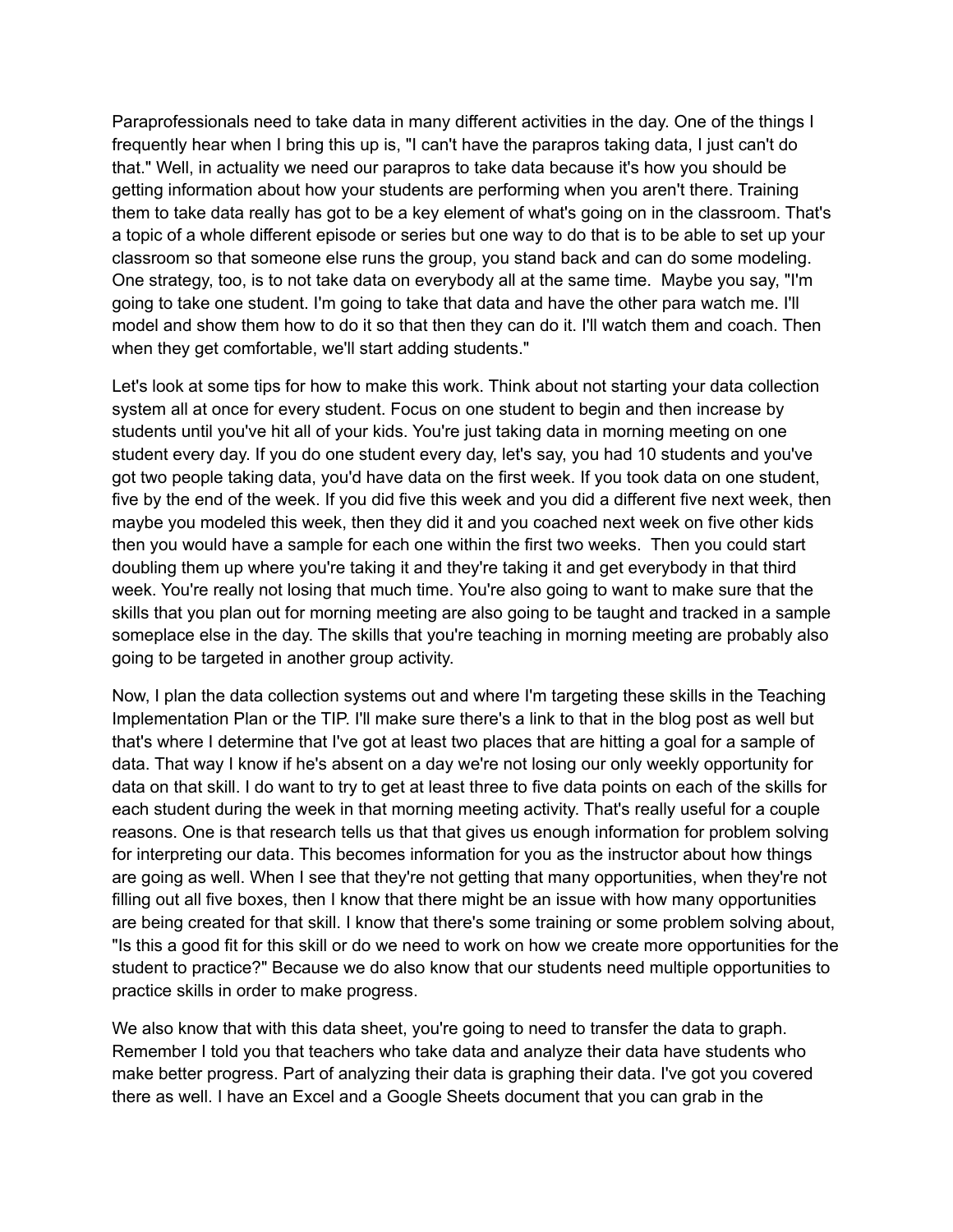Paraprofessionals need to take data in many different activities in the day. One of the things I frequently hear when I bring this up is, "I can't have the parapros taking data, I just can't do that." Well, in actuality we need our parapros to take data because it's how you should be getting information about how your students are performing when you aren't there. Training them to take data really has got to be a key element of what's going on in the classroom. That's a topic of a whole different episode or series but one way to do that is to be able to set up your classroom so that someone else runs the group, you stand back and can do some modeling. One strategy, too, is to not take data on everybody all at the same time. Maybe you say, "I'm going to take one student. I'm going to take that data and have the other para watch me. I'll model and show them how to do it so that then they can do it. I'll watch them and coach. Then when they get comfortable, we'll start adding students."

Let's look at some tips for how to make this work. Think about not starting your data collection system all at once for every student. Focus on one student to begin and then increase by students until you've hit all of your kids. You're just taking data in morning meeting on one student every day. If you do one student every day, let's say, you had 10 students and you've got two people taking data, you'd have data on the first week. If you took data on one student, five by the end of the week. If you did five this week and you did a different five next week, then maybe you modeled this week, then they did it and you coached next week on five other kids then you would have a sample for each one within the first two weeks. Then you could start doubling them up where you're taking it and they're taking it and get everybody in that third week. You're really not losing that much time. You're also going to want to make sure that the skills that you plan out for morning meeting are also going to be taught and tracked in a sample someplace else in the day. The skills that you're teaching in morning meeting are probably also going to be targeted in another group activity.

Now, I plan the data collection systems out and where I'm targeting these skills in the Teaching Implementation Plan or the TIP. I'll make sure there's a link to that in the blog post as well but that's where I determine that I've got at least two places that are hitting a goal for a sample of data. That way I know if he's absent on a day we're not losing our only weekly opportunity for data on that skill. I do want to try to get at least three to five data points on each of the skills for each student during the week in that morning meeting activity. That's really useful for a couple reasons. One is that research tells us that that gives us enough information for problem solving for interpreting our data. This becomes information for you as the instructor about how things are going as well. When I see that they're not getting that many opportunities, when they're not filling out all five boxes, then I know that there might be an issue with how many opportunities are being created for that skill. I know that there's some training or some problem solving about, "Is this a good fit for this skill or do we need to work on how we create more opportunities for the student to practice?" Because we do also know that our students need multiple opportunities to practice skills in order to make progress.

We also know that with this data sheet, you're going to need to transfer the data to graph. Remember I told you that teachers who take data and analyze their data have students who make better progress. Part of analyzing their data is graphing their data. I've got you covered there as well. I have an Excel and a Google Sheets document that you can grab in the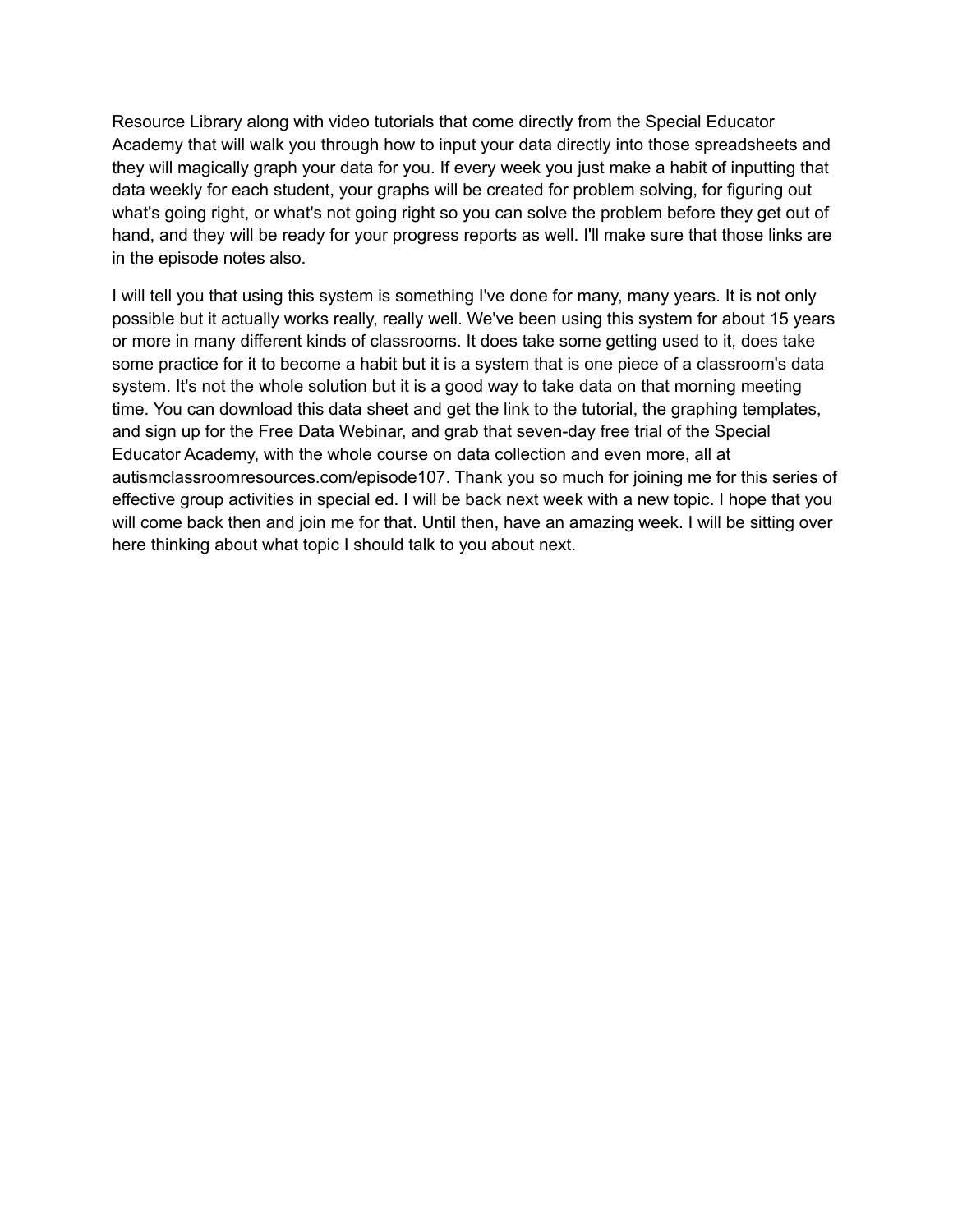Resource Library along with video tutorials that come directly from the Special Educator Academy that will walk you through how to input your data directly into those spreadsheets and they will magically graph your data for you. If every week you just make a habit of inputting that data weekly for each student, your graphs will be created for problem solving, for figuring out what's going right, or what's not going right so you can solve the problem before they get out of hand, and they will be ready for your progress reports as well. I'll make sure that those links are in the episode notes also.

I will tell you that using this system is something I've done for many, many years. It is not only possible but it actually works really, really well. We've been using this system for about 15 years or more in many different kinds of classrooms. It does take some getting used to it, does take some practice for it to become a habit but it is a system that is one piece of a classroom's data system. It's not the whole solution but it is a good way to take data on that morning meeting time. You can download this data sheet and get the link to the tutorial, the graphing templates, and sign up for the Free Data Webinar, and grab that seven-day free trial of the Special Educator Academy, with the whole course on data collection and even more, all at autismclassroomresources.com/episode107. Thank you so much for joining me for this series of effective group activities in special ed. I will be back next week with a new topic. I hope that you will come back then and join me for that. Until then, have an amazing week. I will be sitting over here thinking about what topic I should talk to you about next.